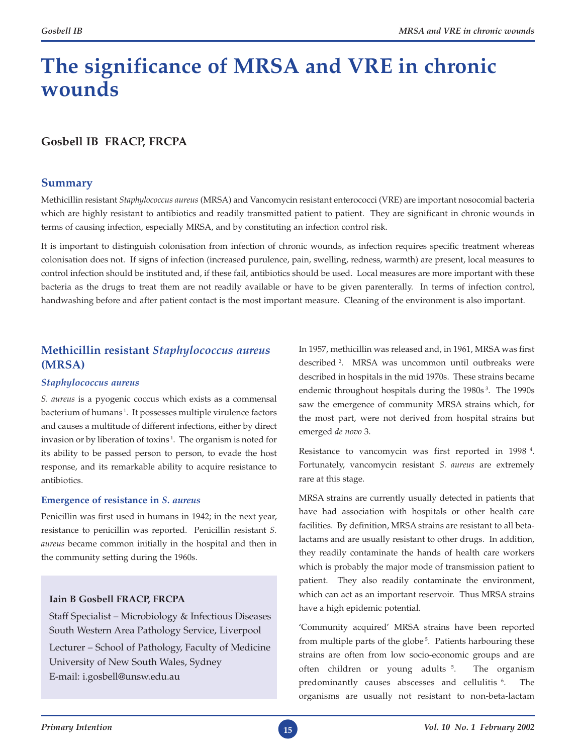# The significance of MRSA and VRE in chronic wounds

**Gosbell IB FRACP, FRCPA**

## Summary

Methicillin resistant *Staphylococcus aureus* (MRSA) and Vancomycin resistant enterococci (VRE) are important nosocomial bacteria which are highly resistant to antibiotics and readily transmitted patient to patient. They are significant in chronic wounds in terms of causing infection, especially MRSA, and by constituting an infection control risk.

It is important to distinguish colonisation from infection of chronic wounds, as infection requires specific treatment whereas colonisation does not. If signs of infection (increased purulence, pain, swelling, redness, warmth) are present, local measures to control infection should be instituted and, if these fail, antibiotics should be used. Local measures are more important with these bacteria as the drugs to treat them are not readily available or have to be given parenterally. In terms of infection control, handwashing before and after patient contact is the most important measure. Cleaning of the environment is also important.

## Methicillin resistant *Staphylococcus aureus* (MRSA)

### *Staphylococcus aureus*

*S. aureus* is a pyogenic coccus which exists as a commensal bacterium of humans [1]. It possesses multiple virulence factors and causes a multitude of different infections, either by direct invasion or by liberation of toxins [1]. The organism is noted for its ability to be passed person to person, to evade the host response, and its remarkable ability to acquire resistance to antibiotics.

### Emergence of resistance in *S. aureus*

Penicillin was first used in humans in 1942; in the next year, resistance to penicillin was reported. Penicillin resistant *S. aureus* became common initially in the hospital and then in the community setting during the 1960s.

> **Iain B Gosbell FRACP, FRCPA**
>
> Staff Specialist – Microbiology & Infectious Diseases
> South Western Area Pathology Service, Liverpool
>
> Lecturer – School of Pathology, Faculty of Medicine
> University of New South Wales, Sydney
> E-mail: i.gosbell@unsw.edu.au

In 1957, methicillin was released and, in 1961, MRSA was first described [2]. MRSA was uncommon until outbreaks were described in hospitals in the mid 1970s. These strains became endemic throughout hospitals during the 1980s [3]. The 1990s saw the emergence of community MRSA strains which, for the most part, were not derived from hospital strains but emerged *de novo* 3.

Resistance to vancomycin was first reported in 1998 [4]. Fortunately, vancomycin resistant *S. aureus* are extremely rare at this stage.

MRSA strains are currently usually detected in patients that have had association with hospitals or other health care facilities. By definition, MRSA strains are resistant to all beta-lactams and are usually resistant to other drugs. In addition, they readily contaminate the hands of health care workers which is probably the major mode of transmission patient to patient. They also readily contaminate the environment, which can act as an important reservoir. Thus MRSA strains have a high epidemic potential.

'Community acquired' MRSA strains have been reported from multiple parts of the globe [5]. Patients harbouring these strains are often from low socio-economic groups and are often children or young adults [5]. The organism predominantly causes abscesses and cellulitis [6]. The organisms are usually not resistant to non-beta-lactam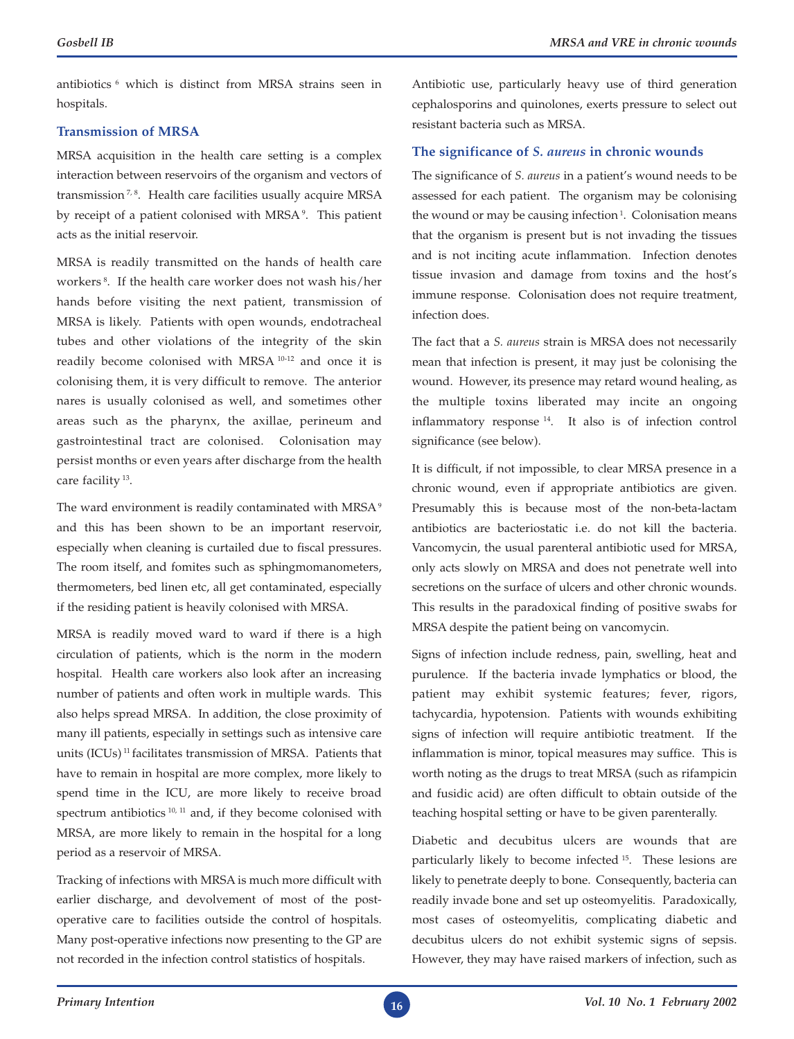antibiotics [6] which is distinct from MRSA strains seen in hospitals.

### Transmission of MRSA

MRSA acquisition in the health care setting is a complex interaction between reservoirs of the organism and vectors of transmission [7, 8]. Health care facilities usually acquire MRSA by receipt of a patient colonised with MRSA [9]. This patient acts as the initial reservoir.

MRSA is readily transmitted on the hands of health care workers [8]. If the health care worker does not wash his/her hands before visiting the next patient, transmission of MRSA is likely. Patients with open wounds, endotracheal tubes and other violations of the integrity of the skin readily become colonised with MRSA [10-12] and once it is colonising them, it is very difficult to remove. The anterior nares is usually colonised as well, and sometimes other areas such as the pharynx, the axillae, perineum and gastrointestinal tract are colonised. Colonisation may persist months or even years after discharge from the health care facility [13].

The ward environment is readily contaminated with MRSA [9] and this has been shown to be an important reservoir, especially when cleaning is curtailed due to fiscal pressures. The room itself, and fomites such as sphingmomanometers, thermometers, bed linen etc, all get contaminated, especially if the residing patient is heavily colonised with MRSA.

MRSA is readily moved ward to ward if there is a high circulation of patients, which is the norm in the modern hospital. Health care workers also look after an increasing number of patients and often work in multiple wards. This also helps spread MRSA. In addition, the close proximity of many ill patients, especially in settings such as intensive care units (ICUs) [11] facilitates transmission of MRSA. Patients that have to remain in hospital are more complex, more likely to spend time in the ICU, are more likely to receive broad spectrum antibiotics [10, 11] and, if they become colonised with MRSA, are more likely to remain in the hospital for a long period as a reservoir of MRSA.

Tracking of infections with MRSA is much more difficult with earlier discharge, and devolvement of most of the post-operative care to facilities outside the control of hospitals. Many post-operative infections now presenting to the GP are not recorded in the infection control statistics of hospitals.

Antibiotic use, particularly heavy use of third generation cephalosporins and quinolones, exerts pressure to select out resistant bacteria such as MRSA.

### The significance of *S. aureus* in chronic wounds

The significance of *S. aureus* in a patient's wound needs to be assessed for each patient. The organism may be colonising the wound or may be causing infection [1]. Colonisation means that the organism is present but is not invading the tissues and is not inciting acute inflammation. Infection denotes tissue invasion and damage from toxins and the host's immune response. Colonisation does not require treatment, infection does.

The fact that a *S. aureus* strain is MRSA does not necessarily mean that infection is present, it may just be colonising the wound. However, its presence may retard wound healing, as the multiple toxins liberated may incite an ongoing inflammatory response [14]. It also is of infection control significance (see below).

It is difficult, if not impossible, to clear MRSA presence in a chronic wound, even if appropriate antibiotics are given. Presumably this is because most of the non-beta-lactam antibiotics are bacteriostatic i.e. do not kill the bacteria. Vancomycin, the usual parenteral antibiotic used for MRSA, only acts slowly on MRSA and does not penetrate well into secretions on the surface of ulcers and other chronic wounds. This results in the paradoxical finding of positive swabs for MRSA despite the patient being on vancomycin.

Signs of infection include redness, pain, swelling, heat and purulence. If the bacteria invade lymphatics or blood, the patient may exhibit systemic features; fever, rigors, tachycardia, hypotension. Patients with wounds exhibiting signs of infection will require antibiotic treatment. If the inflammation is minor, topical measures may suffice. This is worth noting as the drugs to treat MRSA (such as rifampicin and fusidic acid) are often difficult to obtain outside of the teaching hospital setting or have to be given parenterally.

Diabetic and decubitus ulcers are wounds that are particularly likely to become infected [15]. These lesions are likely to penetrate deeply to bone. Consequently, bacteria can readily invade bone and set up osteomyelitis. Paradoxically, most cases of osteomyelitis, complicating diabetic and decubitus ulcers do not exhibit systemic signs of sepsis. However, they may have raised markers of infection, such as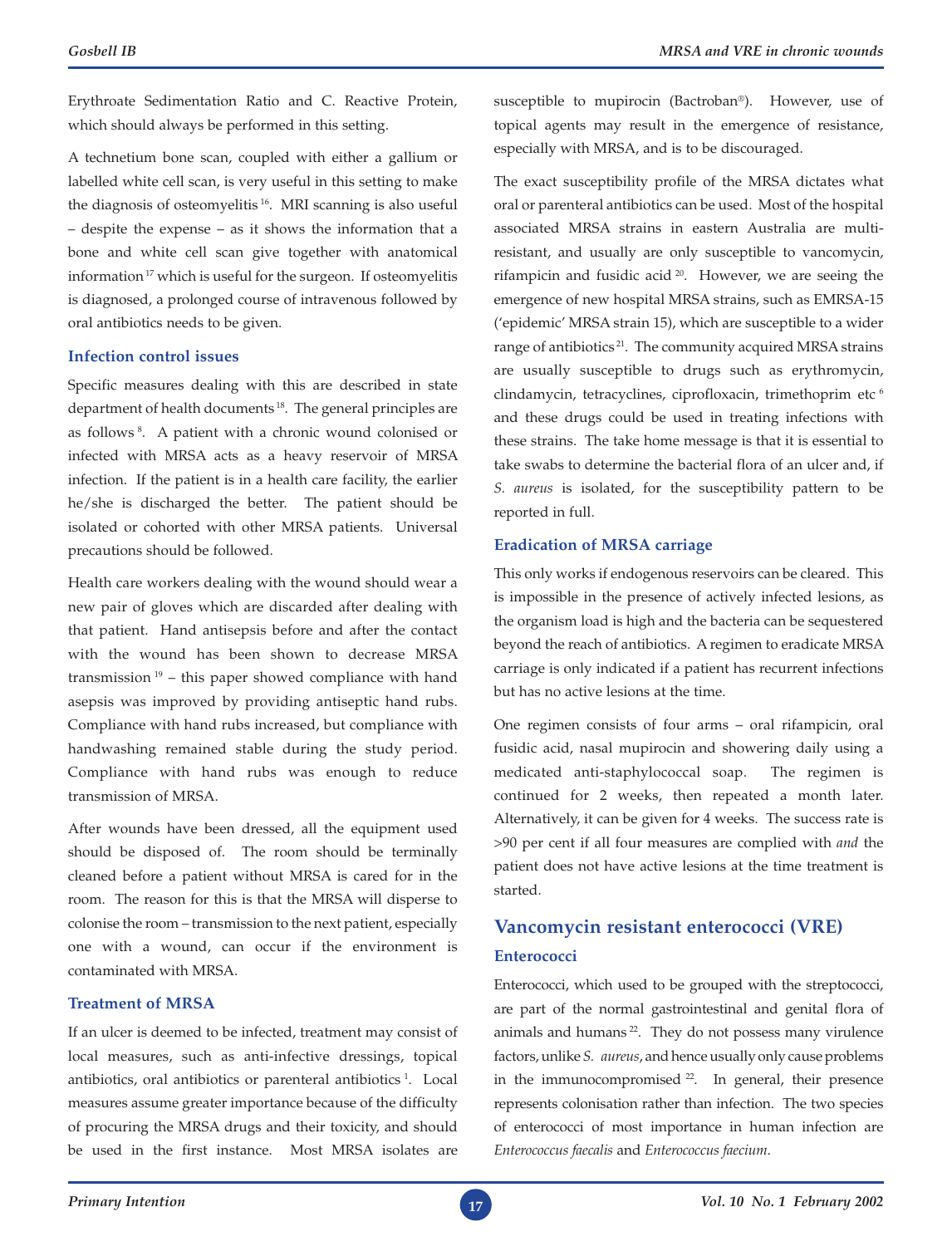Erythroate Sedimentation Ratio and C. Reactive Protein, which should always be performed in this setting.

A technetium bone scan, coupled with either a gallium or labelled white cell scan, is very useful in this setting to make the diagnosis of osteomyelitis [16]. MRI scanning is also useful – despite the expense – as it shows the information that a bone and white cell scan give together with anatomical information [17] which is useful for the surgeon. If osteomyelitis is diagnosed, a prolonged course of intravenous followed by oral antibiotics needs to be given.

### Infection control issues

Specific measures dealing with this are described in state department of health documents [18]. The general principles are as follows [8]. A patient with a chronic wound colonised or infected with MRSA acts as a heavy reservoir of MRSA infection. If the patient is in a health care facility, the earlier he/she is discharged the better. The patient should be isolated or cohorted with other MRSA patients. Universal precautions should be followed.

Health care workers dealing with the wound should wear a new pair of gloves which are discarded after dealing with that patient. Hand antisepsis before and after the contact with the wound has been shown to decrease MRSA transmission [19] – this paper showed compliance with hand asepsis was improved by providing antiseptic hand rubs. Compliance with hand rubs increased, but compliance with handwashing remained stable during the study period. Compliance with hand rubs was enough to reduce transmission of MRSA.

After wounds have been dressed, all the equipment used should be disposed of. The room should be terminally cleaned before a patient without MRSA is cared for in the room. The reason for this is that the MRSA will disperse to colonise the room – transmission to the next patient, especially one with a wound, can occur if the environment is contaminated with MRSA.

### Treatment of MRSA

If an ulcer is deemed to be infected, treatment may consist of local measures, such as anti-infective dressings, topical antibiotics, oral antibiotics or parenteral antibiotics [1]. Local measures assume greater importance because of the difficulty of procuring the MRSA drugs and their toxicity, and should be used in the first instance. Most MRSA isolates are susceptible to mupirocin (Bactroban®). However, use of topical agents may result in the emergence of resistance, especially with MRSA, and is to be discouraged.

The exact susceptibility profile of the MRSA dictates what oral or parenteral antibiotics can be used. Most of the hospital associated MRSA strains in eastern Australia are multi-resistant, and usually are only susceptible to vancomycin, rifampicin and fusidic acid [20]. However, we are seeing the emergence of new hospital MRSA strains, such as EMRSA-15 ('epidemic' MRSA strain 15), which are susceptible to a wider range of antibiotics [21]. The community acquired MRSA strains are usually susceptible to drugs such as erythromycin, clindamycin, tetracyclines, ciprofloxacin, trimethoprim etc [6] and these drugs could be used in treating infections with these strains. The take home message is that it is essential to take swabs to determine the bacterial flora of an ulcer and, if *S. aureus* is isolated, for the susceptibility pattern to be reported in full.

### Eradication of MRSA carriage

This only works if endogenous reservoirs can be cleared. This is impossible in the presence of actively infected lesions, as the organism load is high and the bacteria can be sequestered beyond the reach of antibiotics. A regimen to eradicate MRSA carriage is only indicated if a patient has recurrent infections but has no active lesions at the time.

One regimen consists of four arms – oral rifampicin, oral fusidic acid, nasal mupirocin and showering daily using a medicated anti-staphylococcal soap. The regimen is continued for 2 weeks, then repeated a month later. Alternatively, it can be given for 4 weeks. The success rate is >90 per cent if all four measures are complied with *and* the patient does not have active lesions at the time treatment is started.

## Vancomycin resistant enterococci (VRE)

### Enterococci

Enterococci, which used to be grouped with the streptococci, are part of the normal gastrointestinal and genital flora of animals and humans [22]. They do not possess many virulence factors, unlike *S. aureus*, and hence usually only cause problems in the immunocompromised [22]. In general, their presence represents colonisation rather than infection. The two species of enterococci of most importance in human infection are *Enterococcus faecalis* and *Enterococcus faecium*.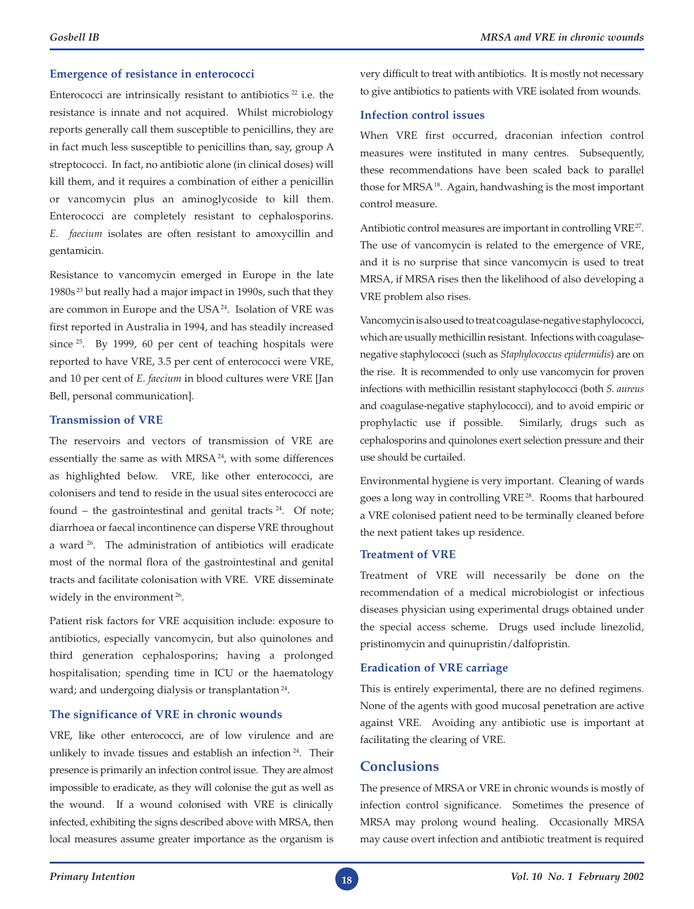### Emergence of resistance in enterococci

Enterococci are intrinsically resistant to antibiotics [22] i.e. the resistance is innate and not acquired. Whilst microbiology reports generally call them susceptible to penicillins, they are in fact much less susceptible to penicillins than, say, group A streptococci. In fact, no antibiotic alone (in clinical doses) will kill them, and it requires a combination of either a penicillin or vancomycin plus an aminoglycoside to kill them. Enterococci are completely resistant to cephalosporins. *E. faecium* isolates are often resistant to amoxycillin and gentamicin.

Resistance to vancomycin emerged in Europe in the late 1980s [23] but really had a major impact in 1990s, such that they are common in Europe and the USA [24]. Isolation of VRE was first reported in Australia in 1994, and has steadily increased since [25]. By 1999, 60 per cent of teaching hospitals were reported to have VRE, 3.5 per cent of enterococci were VRE, and 10 per cent of *E. faecium* in blood cultures were VRE [Jan Bell, personal communication].

### Transmission of VRE

The reservoirs and vectors of transmission of VRE are essentially the same as with MRSA [24], with some differences as highlighted below. VRE, like other enterococci, are colonisers and tend to reside in the usual sites enterococci are found – the gastrointestinal and genital tracts [24]. Of note; diarrhoea or faecal incontinence can disperse VRE throughout a ward [26]. The administration of antibiotics will eradicate most of the normal flora of the gastrointestinal and genital tracts and facilitate colonisation with VRE. VRE disseminate widely in the environment [26].

Patient risk factors for VRE acquisition include: exposure to antibiotics, especially vancomycin, but also quinolones and third generation cephalosporins; having a prolonged hospitalisation; spending time in ICU or the haematology ward; and undergoing dialysis or transplantation [24].

### The significance of VRE in chronic wounds

VRE, like other enterococci, are of low virulence and are unlikely to invade tissues and establish an infection [24]. Their presence is primarily an infection control issue. They are almost impossible to eradicate, as they will colonise the gut as well as the wound. If a wound colonised with VRE is clinically infected, exhibiting the signs described above with MRSA, then local measures assume greater importance as the organism is very difficult to treat with antibiotics. It is mostly not necessary to give antibiotics to patients with VRE isolated from wounds.

### Infection control issues

When VRE first occurred, draconian infection control measures were instituted in many centres. Subsequently, these recommendations have been scaled back to parallel those for MRSA [18]. Again, handwashing is the most important control measure.

Antibiotic control measures are important in controlling VRE [27]. The use of vancomycin is related to the emergence of VRE, and it is no surprise that since vancomycin is used to treat MRSA, if MRSA rises then the likelihood of also developing a VRE problem also rises.

Vancomycin is also used to treat coagulase-negative staphylococci, which are usually methicillin resistant. Infections with coagulase-negative staphylococci (such as *Staphylococcus epidermidis*) are on the rise. It is recommended to only use vancomycin for proven infections with methicillin resistant staphylococci (both *S. aureus* and coagulase-negative staphylococci), and to avoid empiric or prophylactic use if possible. Similarly, drugs such as cephalosporins and quinolones exert selection pressure and their use should be curtailed.

Environmental hygiene is very important. Cleaning of wards goes a long way in controlling VRE [28]. Rooms that harboured a VRE colonised patient need to be terminally cleaned before the next patient takes up residence.

### Treatment of VRE

Treatment of VRE will necessarily be done on the recommendation of a medical microbiologist or infectious diseases physician using experimental drugs obtained under the special access scheme. Drugs used include linezolid, pristinomycin and quinupristin/dalfopristin.

### Eradication of VRE carriage

This is entirely experimental, there are no defined regimens. None of the agents with good mucosal penetration are active against VRE. Avoiding any antibiotic use is important at facilitating the clearing of VRE.

## Conclusions

The presence of MRSA or VRE in chronic wounds is mostly of infection control significance. Sometimes the presence of MRSA may prolong wound healing. Occasionally MRSA may cause overt infection and antibiotic treatment is required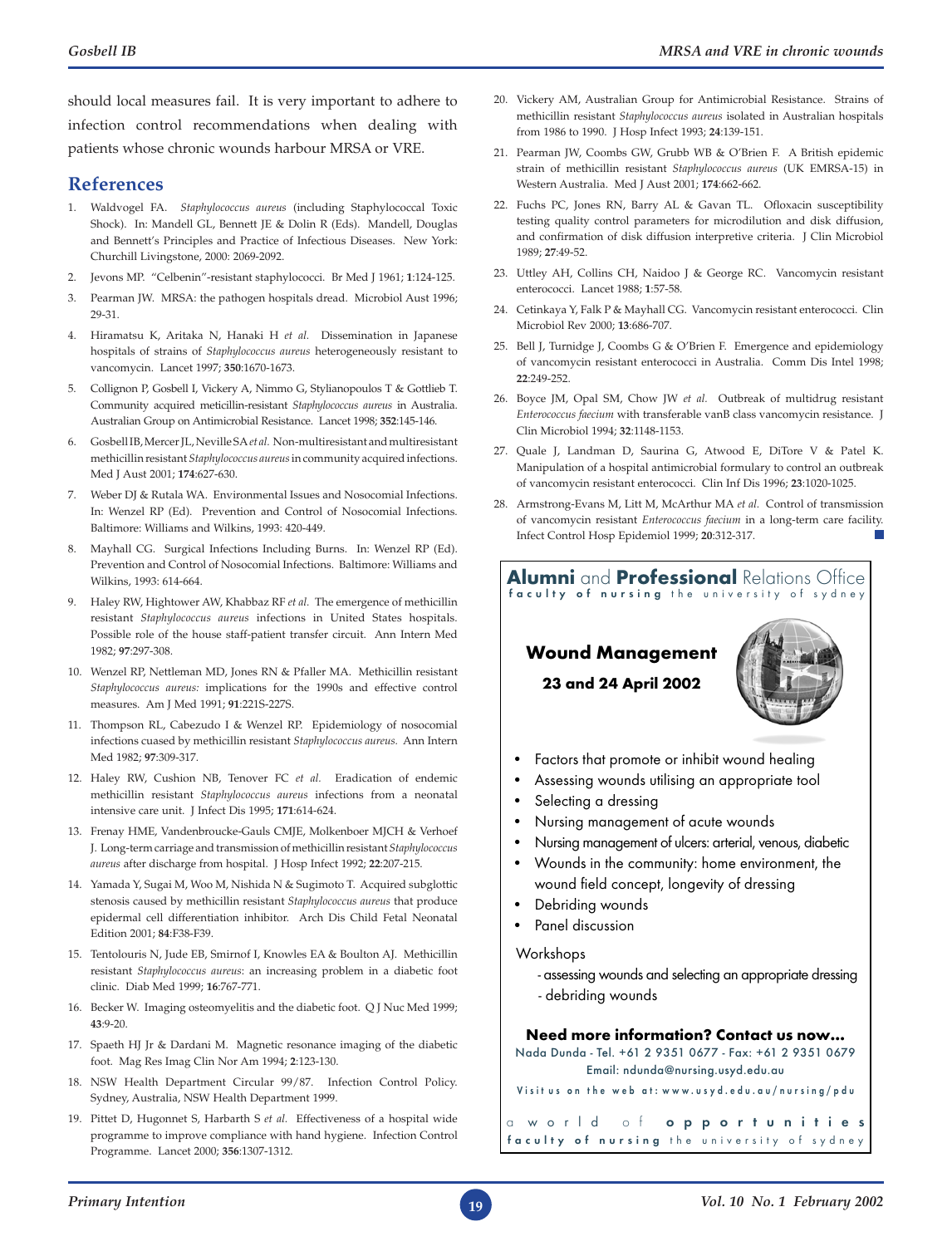should local measures fail. It is very important to adhere to infection control recommendations when dealing with patients whose chronic wounds harbour MRSA or VRE.

## References

1. Waldvogel FA. *Staphylococcus aureus* (including Staphylococcal Toxic Shock). In: Mandell GL, Bennett JE & Dolin R (Eds). Mandell, Douglas and Bennett's Principles and Practice of Infectious Diseases. New York: Churchill Livingstone, 2000: 2069-2092.
2. Jevons MP. "Celbenin"-resistant staphylococci. Br Med J 1961; **1**:124-125.
3. Pearman JW. MRSA: the pathogen hospitals dread. Microbiol Aust 1996; 29-31.
4. Hiramatsu K, Aritaka N, Hanaki H *et al.* Dissemination in Japanese hospitals of strains of *Staphylococcus aureus* heterogeneously resistant to vancomycin. Lancet 1997; **350**:1670-1673.
5. Collignon P, Gosbell I, Vickery A, Nimmo G, Stylianopoulos T & Gottlieb T. Community acquired meticillin-resistant *Staphylococcus aureus* in Australia. Australian Group on Antimicrobial Resistance. Lancet 1998; **352**:145-146.
6. Gosbell IB, Mercer JL, Neville SA *et al.* Non-multiresistant and multiresistant methicillin resistant *Staphylococcus aureus* in community acquired infections. Med J Aust 2001; **174**:627-630.
7. Weber DJ & Rutala WA. Environmental Issues and Nosocomial Infections. In: Wenzel RP (Ed). Prevention and Control of Nosocomial Infections. Baltimore: Williams and Wilkins, 1993: 420-449.
8. Mayhall CG. Surgical Infections Including Burns. In: Wenzel RP (Ed). Prevention and Control of Nosocomial Infections. Baltimore: Williams and Wilkins, 1993: 614-664.
9. Haley RW, Hightower AW, Khabbaz RF *et al.* The emergence of methicillin resistant *Staphylococcus aureus* infections in United States hospitals. Possible role of the house staff-patient transfer circuit. Ann Intern Med 1982; **97**:297-308.
10. Wenzel RP, Nettleman MD, Jones RN & Pfaller MA. Methicillin resistant *Staphylococcus aureus:* implications for the 1990s and effective control measures. Am J Med 1991; **91**:221S-227S.
11. Thompson RL, Cabezudo I & Wenzel RP. Epidemiology of nosocomial infections cuased by methicillin resistant *Staphylococcus aureus*. Ann Intern Med 1982; **97**:309-317.
12. Haley RW, Cushion NB, Tenover FC *et al.* Eradication of endemic methicillin resistant *Staphylococcus aureus* infections from a neonatal intensive care unit. J Infect Dis 1995; **171**:614-624.
13. Frenay HME, Vandenbroucke-Gauls CMJE, Molkenboer MJCH & Verhoef J. Long-term carriage and transmission of methicillin resistant *Staphylococcus aureus* after discharge from hospital. J Hosp Infect 1992; **22**:207-215.
14. Yamada Y, Sugai M, Woo M, Nishida N & Sugimoto T. Acquired subglottic stenosis caused by methicillin resistant *Staphylococcus aureus* that produce epidermal cell differentiation inhibitor. Arch Dis Child Fetal Neonatal Edition 2001; **84**:F38-F39.
15. Tentolouris N, Jude EB, Smirnof I, Knowles EA & Boulton AJ. Methicillin resistant *Staphylococcus aureus*: an increasing problem in a diabetic foot clinic. Diab Med 1999; **16**:767-771.
16. Becker W. Imaging osteomyelitis and the diabetic foot. Q J Nuc Med 1999; **43**:9-20.
17. Spaeth HJ Jr & Dardani M. Magnetic resonance imaging of the diabetic foot. Mag Res Imag Clin Nor Am 1994; **2**:123-130.
18. NSW Health Department Circular 99/87. Infection Control Policy. Sydney, Australia, NSW Health Department 1999.
19. Pittet D, Hugonnet S, Harbarth S *et al.* Effectiveness of a hospital wide programme to improve compliance with hand hygiene. Infection Control Programme. Lancet 2000; **356**:1307-1312.
20. Vickery AM, Australian Group for Antimicrobial Resistance. Strains of methicillin resistant *Staphylococcus aureus* isolated in Australian hospitals from 1986 to 1990. J Hosp Infect 1993; **24**:139-151.
21. Pearman JW, Coombs GW, Grubb WB & O'Brien F. A British epidemic strain of methicillin resistant *Staphylococcus aureus* (UK EMRSA-15) in Western Australia. Med J Aust 2001; **174**:662-662.
22. Fuchs PC, Jones RN, Barry AL & Gavan TL. Ofloxacin susceptibility testing quality control parameters for microdilution and disk diffusion, and confirmation of disk diffusion interpretive criteria. J Clin Microbiol 1989; **27**:49-52.
23. Uttley AH, Collins CH, Naidoo J & George RC. Vancomycin resistant enterococci. Lancet 1988; **1**:57-58.
24. Cetinkaya Y, Falk P & Mayhall CG. Vancomycin resistant enterococci. Clin Microbiol Rev 2000; **13**:686-707.
25. Bell J, Turnidge J, Coombs G & O'Brien F. Emergence and epidemiology of vancomycin resistant enterococci in Australia. Comm Dis Intel 1998; **22**:249-252.
26. Boyce JM, Opal SM, Chow JW *et al.* Outbreak of multidrug resistant *Enterococcus faecium* with transferable vanB class vancomycin resistance. J Clin Microbiol 1994; **32**:1148-1153.
27. Quale J, Landman D, Saurina G, Atwood E, DiTore V & Patel K. Manipulation of a hospital antimicrobial formulary to control an outbreak of vancomycin resistant enterococci. Clin Inf Dis 1996; **23**:1020-1025.
28. Armstrong-Evans M, Litt M, McArthur MA *et al.* Control of transmission of vancomycin resistant *Enterococcus faecium* in a long-term care facility. Infect Control Hosp Epidemiol 1999; **20**:312-317.

**Alumni** and **Professional** Relations Office
**faculty of nursing** the university of sydney

**Wound Management**

**23 and 24 April 2002**

- Factors that promote or inhibit wound healing
- Assessing wounds utilising an appropriate tool
- Selecting a dressing
- Nursing management of acute wounds
- Nursing management of ulcers: arterial, venous, diabetic
- Wounds in the community: home environment, the wound field concept, longevity of dressing
- Debriding wounds
- Panel discussion

Workshops
- assessing wounds and selecting an appropriate dressing
- debriding wounds

**Need more information? Contact us now...**
Nada Dunda - Tel. +61 2 9351 0677 - Fax: +61 2 9351 0679
Email: ndunda@nursing.usyd.edu.au
Visit us on the web at: www.usyd.edu.au/nursing/pdu

a world of **opportunities**
**faculty of nursing** the university of sydney